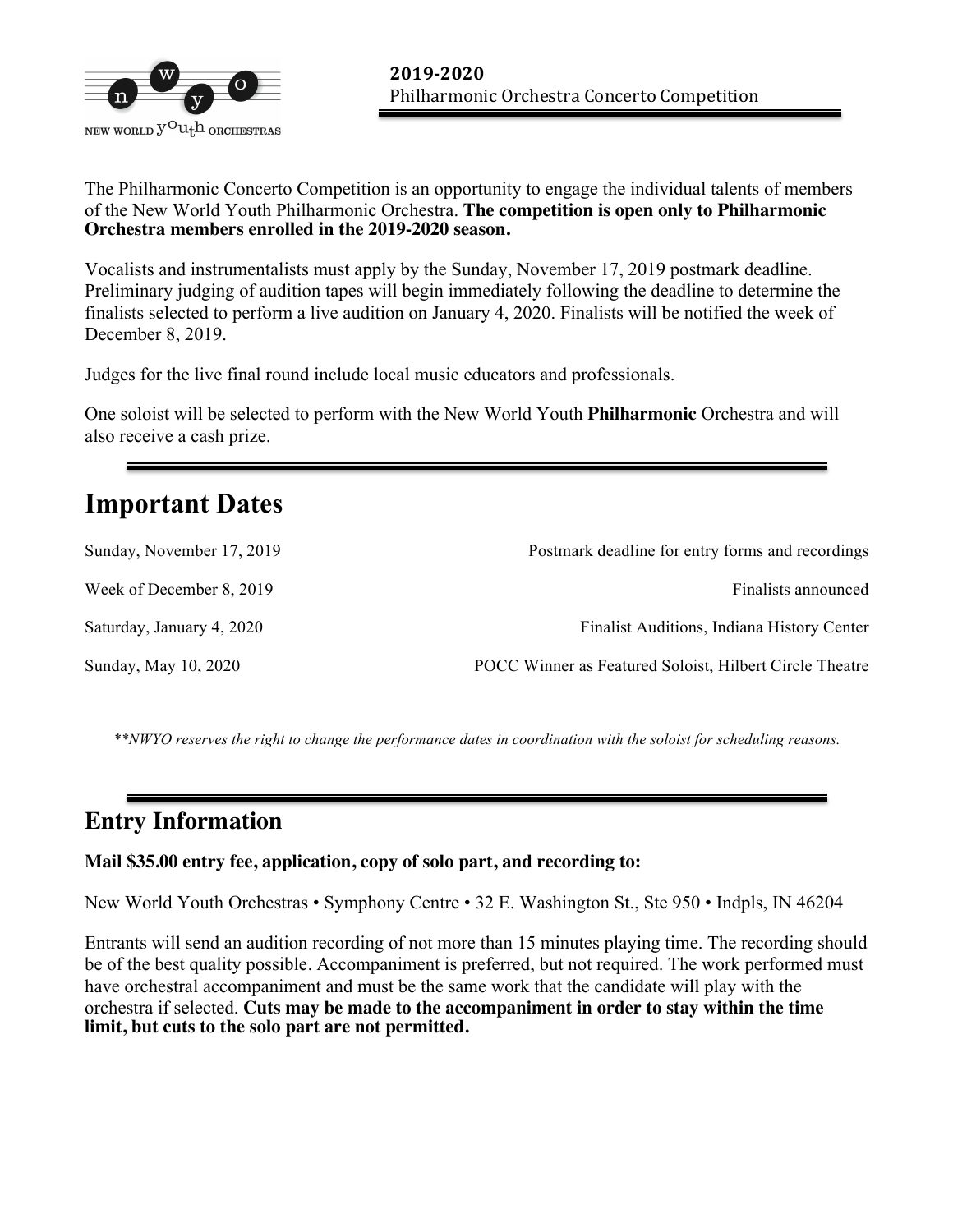NEW WORLD youth ORCHESTRAS

**2019-2020**
Philharmonic Orchestra Concerto Competition

The Philharmonic Concerto Competition is an opportunity to engage the individual talents of members of the New World Youth Philharmonic Orchestra. **The competition is open only to Philharmonic Orchestra members enrolled in the 2019-2020 season.**

Vocalists and instrumentalists must apply by the Sunday, November 17, 2019 postmark deadline. Preliminary judging of audition tapes will begin immediately following the deadline to determine the finalists selected to perform a live audition on January 4, 2020. Finalists will be notified the week of December 8, 2019.

Judges for the live final round include local music educators and professionals.

One soloist will be selected to perform with the New World Youth **Philharmonic** Orchestra and will also receive a cash prize.

# Important Dates

| | |
|---|---|
| Sunday, November 17, 2019 | Postmark deadline for entry forms and recordings |
| Week of December 8, 2019 | Finalists announced |
| Saturday, January 4, 2020 | Finalist Auditions, Indiana History Center |
| Sunday, May 10, 2020 | POCC Winner as Featured Soloist, Hilbert Circle Theatre |

*\*\*NWYO reserves the right to change the performance dates in coordination with the soloist for scheduling reasons.*

## Entry Information

**Mail $35.00 entry fee, application, copy of solo part, and recording to:**

New World Youth Orchestras • Symphony Centre • 32 E. Washington St., Ste 950 • Indpls, IN 46204

Entrants will send an audition recording of not more than 15 minutes playing time. The recording should be of the best quality possible. Accompaniment is preferred, but not required. The work performed must have orchestral accompaniment and must be the same work that the candidate will play with the orchestra if selected. **Cuts may be made to the accompaniment in order to stay within the time limit, but cuts to the solo part are not permitted.**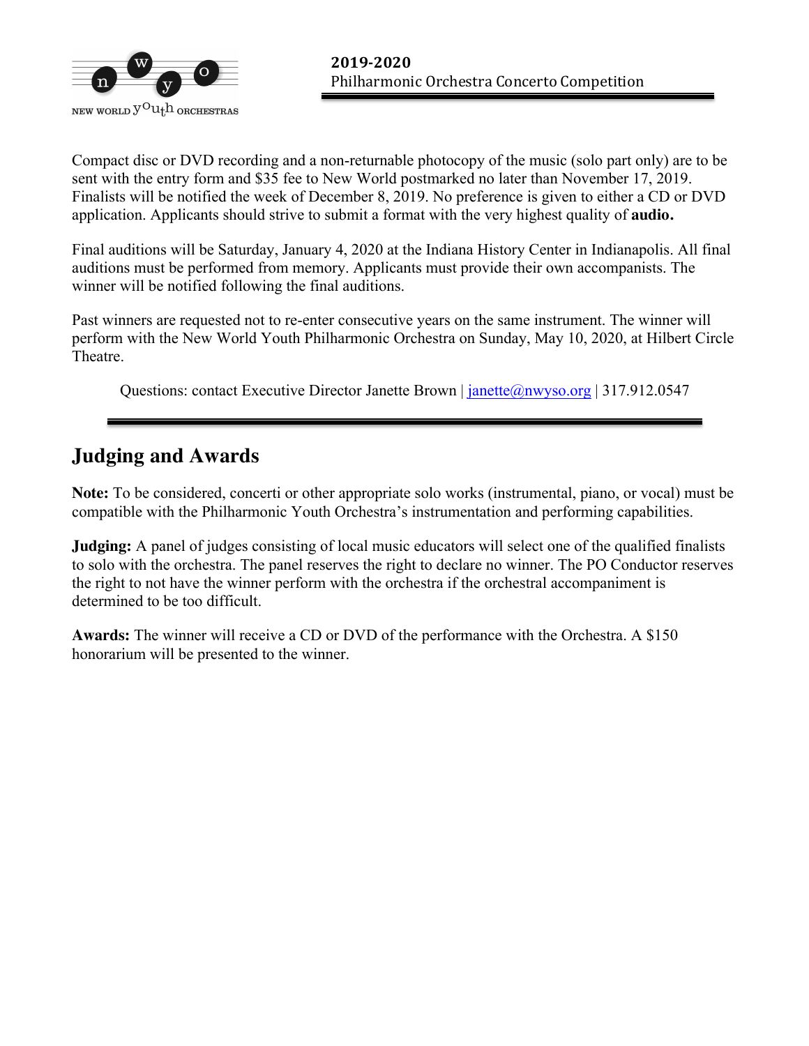Compact disc or DVD recording and a non-returnable photocopy of the music (solo part only) are to be sent with the entry form and $35 fee to New World postmarked no later than November 17, 2019. Finalists will be notified the week of December 8, 2019. No preference is given to either a CD or DVD application. Applicants should strive to submit a format with the very highest quality of **audio.**

Final auditions will be Saturday, January 4, 2020 at the Indiana History Center in Indianapolis. All final auditions must be performed from memory. Applicants must provide their own accompanists. The winner will be notified following the final auditions.

Past winners are requested not to re-enter consecutive years on the same instrument. The winner will perform with the New World Youth Philharmonic Orchestra on Sunday, May 10, 2020, at Hilbert Circle Theatre.

Questions: contact Executive Director Janette Brown | janette@nwyso.org | 317.912.0547

## Judging and Awards

**Note:** To be considered, concerti or other appropriate solo works (instrumental, piano, or vocal) must be compatible with the Philharmonic Youth Orchestra's instrumentation and performing capabilities.

**Judging:** A panel of judges consisting of local music educators will select one of the qualified finalists to solo with the orchestra. The panel reserves the right to declare no winner. The PO Conductor reserves the right to not have the winner perform with the orchestra if the orchestral accompaniment is determined to be too difficult.

**Awards:** The winner will receive a CD or DVD of the performance with the Orchestra. A $150 honorarium will be presented to the winner.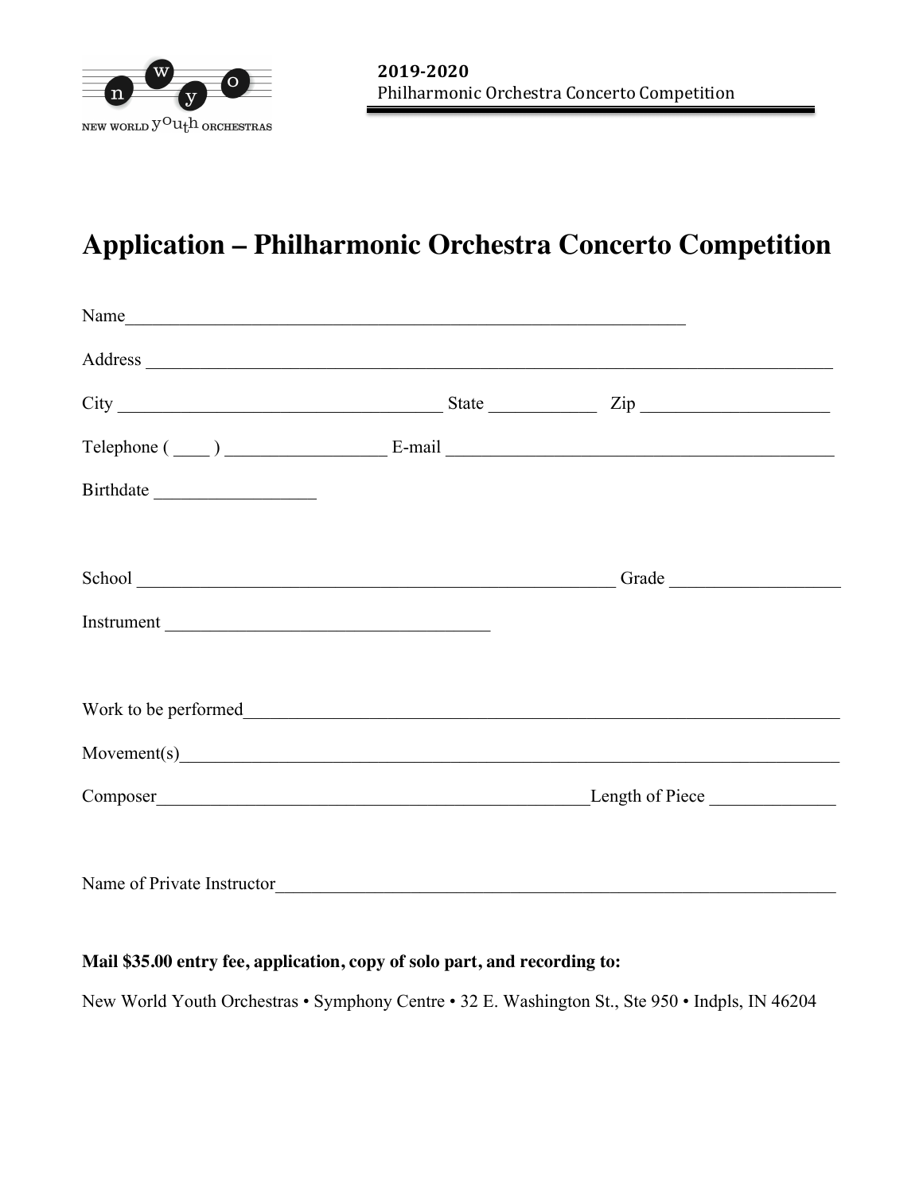2019-2020
Philharmonic Orchestra Concerto Competition

# Application – Philharmonic Orchestra Concerto Competition

Name_______________________________________________________________

Address ______________________________________________________________________________

City ____________________________________ State ____________ Zip _____________________

Telephone ( ____ ) _________________ E-mail __________________________________________

Birthdate _________________

School _______________________________________________________ Grade __________________

Instrument _____________________________________

Work to be performed____________________________________________________________________

Movement(s)___________________________________________________________________________

Composer_________________________________________________Length of Piece ______________

Name of Private Instructor_________________________________________________________________

**Mail $35.00 entry fee, application, copy of solo part, and recording to:**

New World Youth Orchestras • Symphony Centre • 32 E. Washington St., Ste 950 • Indpls, IN 46204